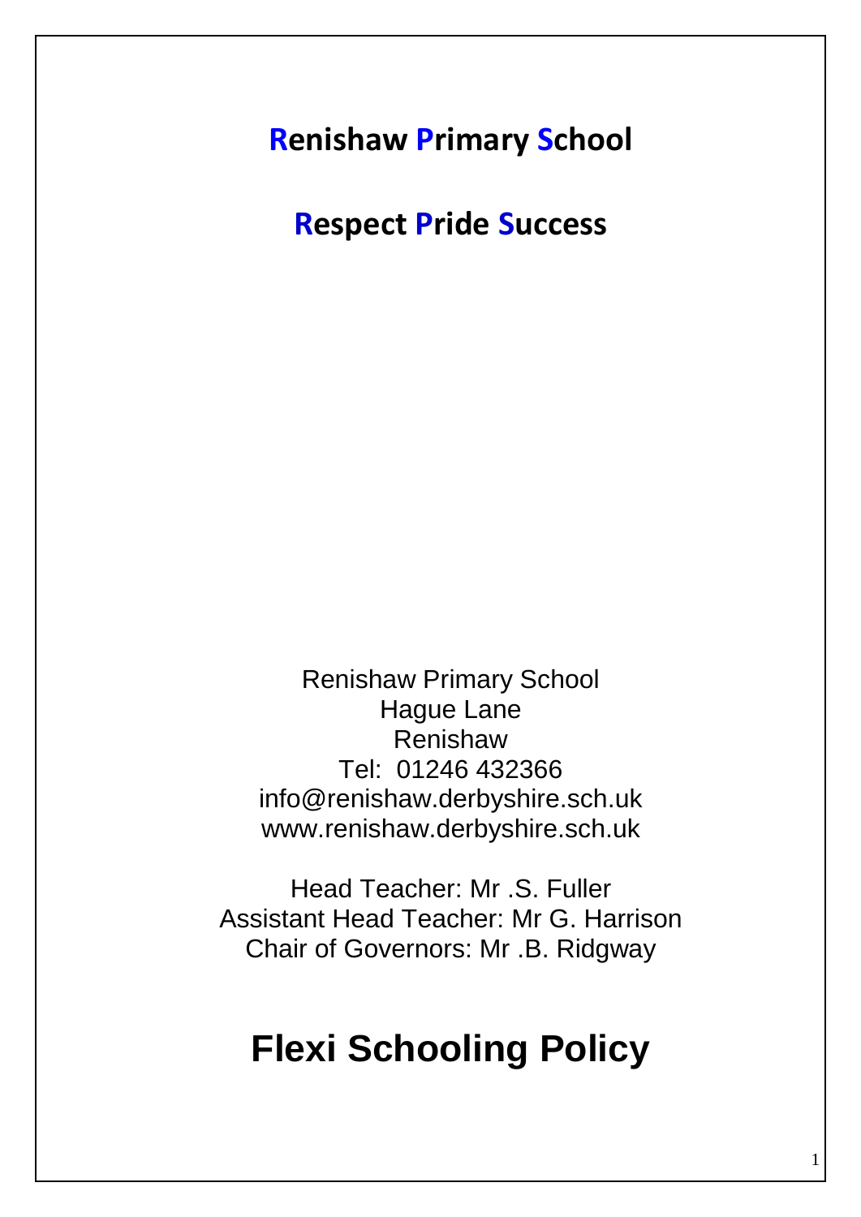# Renishaw Primary School

## Respect Pride Success

Renishaw Primary School
Hague Lane
Renishaw
Tel: 01246 432366
info@renishaw.derbyshire.sch.uk
www.renishaw.derbyshire.sch.uk

Head Teacher: Mr .S. Fuller
Assistant Head Teacher: Mr G. Harrison
Chair of Governors: Mr .B. Ridgway

# Flexi Schooling Policy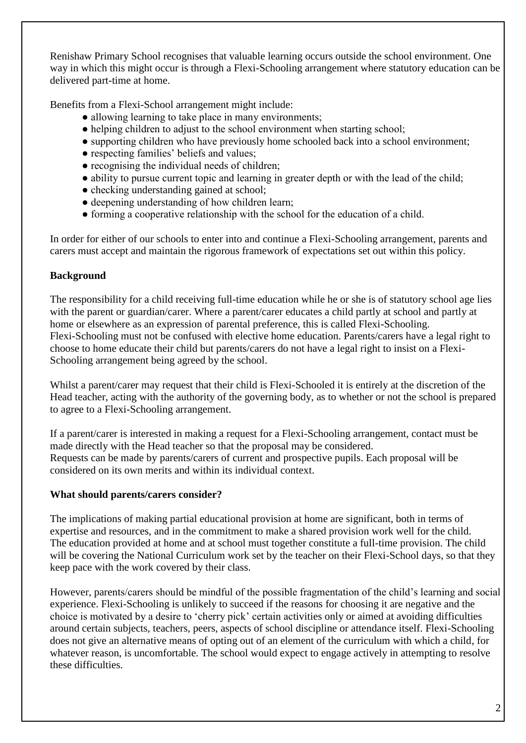Renishaw Primary School recognises that valuable learning occurs outside the school environment. One way in which this might occur is through a Flexi-Schooling arrangement where statutory education can be delivered part-time at home.

Benefits from a Flexi-School arrangement might include:

- allowing learning to take place in many environments;
- helping children to adjust to the school environment when starting school;
- supporting children who have previously home schooled back into a school environment;
- respecting families' beliefs and values;
- recognising the individual needs of children;
- ability to pursue current topic and learning in greater depth or with the lead of the child;
- checking understanding gained at school;
- deepening understanding of how children learn;
- forming a cooperative relationship with the school for the education of a child.

In order for either of our schools to enter into and continue a Flexi-Schooling arrangement, parents and carers must accept and maintain the rigorous framework of expectations set out within this policy.

**Background**

The responsibility for a child receiving full-time education while he or she is of statutory school age lies with the parent or guardian/carer. Where a parent/carer educates a child partly at school and partly at home or elsewhere as an expression of parental preference, this is called Flexi-Schooling. Flexi-Schooling must not be confused with elective home education. Parents/carers have a legal right to choose to home educate their child but parents/carers do not have a legal right to insist on a Flexi-Schooling arrangement being agreed by the school.

Whilst a parent/carer may request that their child is Flexi-Schooled it is entirely at the discretion of the Head teacher, acting with the authority of the governing body, as to whether or not the school is prepared to agree to a Flexi-Schooling arrangement.

If a parent/carer is interested in making a request for a Flexi-Schooling arrangement, contact must be made directly with the Head teacher so that the proposal may be considered.
Requests can be made by parents/carers of current and prospective pupils. Each proposal will be considered on its own merits and within its individual context.

**What should parents/carers consider?**

The implications of making partial educational provision at home are significant, both in terms of expertise and resources, and in the commitment to make a shared provision work well for the child. The education provided at home and at school must together constitute a full-time provision. The child will be covering the National Curriculum work set by the teacher on their Flexi-School days, so that they keep pace with the work covered by their class.

However, parents/carers should be mindful of the possible fragmentation of the child's learning and social experience. Flexi-Schooling is unlikely to succeed if the reasons for choosing it are negative and the choice is motivated by a desire to 'cherry pick' certain activities only or aimed at avoiding difficulties around certain subjects, teachers, peers, aspects of school discipline or attendance itself. Flexi-Schooling does not give an alternative means of opting out of an element of the curriculum with which a child, for whatever reason, is uncomfortable. The school would expect to engage actively in attempting to resolve these difficulties.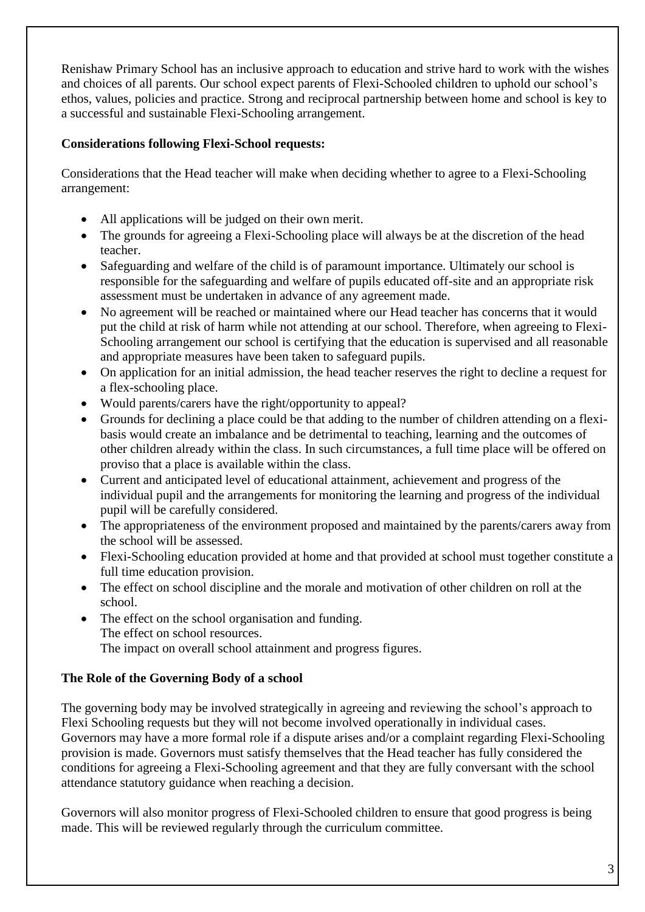Renishaw Primary School has an inclusive approach to education and strive hard to work with the wishes and choices of all parents. Our school expect parents of Flexi-Schooled children to uphold our school's ethos, values, policies and practice. Strong and reciprocal partnership between home and school is key to a successful and sustainable Flexi-Schooling arrangement.

**Considerations following Flexi-School requests:**

Considerations that the Head teacher will make when deciding whether to agree to a Flexi-Schooling arrangement:

- All applications will be judged on their own merit.
- The grounds for agreeing a Flexi-Schooling place will always be at the discretion of the head teacher.
- Safeguarding and welfare of the child is of paramount importance. Ultimately our school is responsible for the safeguarding and welfare of pupils educated off-site and an appropriate risk assessment must be undertaken in advance of any agreement made.
- No agreement will be reached or maintained where our Head teacher has concerns that it would put the child at risk of harm while not attending at our school. Therefore, when agreeing to Flexi-Schooling arrangement our school is certifying that the education is supervised and all reasonable and appropriate measures have been taken to safeguard pupils.
- On application for an initial admission, the head teacher reserves the right to decline a request for a flex-schooling place.
- Would parents/carers have the right/opportunity to appeal?
- Grounds for declining a place could be that adding to the number of children attending on a flexi-basis would create an imbalance and be detrimental to teaching, learning and the outcomes of other children already within the class. In such circumstances, a full time place will be offered on proviso that a place is available within the class.
- Current and anticipated level of educational attainment, achievement and progress of the individual pupil and the arrangements for monitoring the learning and progress of the individual pupil will be carefully considered.
- The appropriateness of the environment proposed and maintained by the parents/carers away from the school will be assessed.
- Flexi-Schooling education provided at home and that provided at school must together constitute a full time education provision.
- The effect on school discipline and the morale and motivation of other children on roll at the school.
- The effect on the school organisation and funding.
  The effect on school resources.
  The impact on overall school attainment and progress figures.

**The Role of the Governing Body of a school**

The governing body may be involved strategically in agreeing and reviewing the school's approach to Flexi Schooling requests but they will not become involved operationally in individual cases. Governors may have a more formal role if a dispute arises and/or a complaint regarding Flexi-Schooling provision is made. Governors must satisfy themselves that the Head teacher has fully considered the conditions for agreeing a Flexi-Schooling agreement and that they are fully conversant with the school attendance statutory guidance when reaching a decision.

Governors will also monitor progress of Flexi-Schooled children to ensure that good progress is being made. This will be reviewed regularly through the curriculum committee.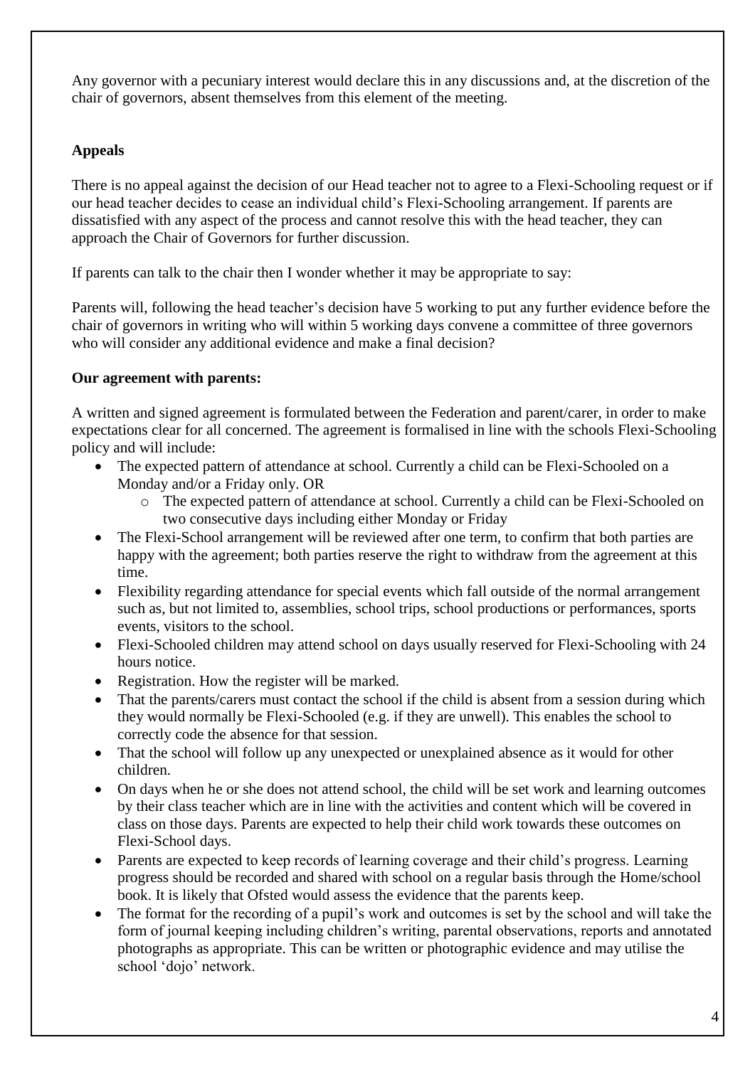Any governor with a pecuniary interest would declare this in any discussions and, at the discretion of the chair of governors, absent themselves from this element of the meeting.

**Appeals**

There is no appeal against the decision of our Head teacher not to agree to a Flexi-Schooling request or if our head teacher decides to cease an individual child's Flexi-Schooling arrangement. If parents are dissatisfied with any aspect of the process and cannot resolve this with the head teacher, they can approach the Chair of Governors for further discussion.

If parents can talk to the chair then I wonder whether it may be appropriate to say:

Parents will, following the head teacher's decision have 5 working to put any further evidence before the chair of governors in writing who will within 5 working days convene a committee of three governors who will consider any additional evidence and make a final decision?

**Our agreement with parents:**

A written and signed agreement is formulated between the Federation and parent/carer, in order to make expectations clear for all concerned. The agreement is formalised in line with the schools Flexi-Schooling policy and will include:

- The expected pattern of attendance at school. Currently a child can be Flexi-Schooled on a Monday and/or a Friday only. OR
  - The expected pattern of attendance at school. Currently a child can be Flexi-Schooled on two consecutive days including either Monday or Friday
- The Flexi-School arrangement will be reviewed after one term, to confirm that both parties are happy with the agreement; both parties reserve the right to withdraw from the agreement at this time.
- Flexibility regarding attendance for special events which fall outside of the normal arrangement such as, but not limited to, assemblies, school trips, school productions or performances, sports events, visitors to the school.
- Flexi-Schooled children may attend school on days usually reserved for Flexi-Schooling with 24 hours notice.
- Registration. How the register will be marked.
- That the parents/carers must contact the school if the child is absent from a session during which they would normally be Flexi-Schooled (e.g. if they are unwell). This enables the school to correctly code the absence for that session.
- That the school will follow up any unexpected or unexplained absence as it would for other children.
- On days when he or she does not attend school, the child will be set work and learning outcomes by their class teacher which are in line with the activities and content which will be covered in class on those days. Parents are expected to help their child work towards these outcomes on Flexi-School days.
- Parents are expected to keep records of learning coverage and their child's progress. Learning progress should be recorded and shared with school on a regular basis through the Home/school book. It is likely that Ofsted would assess the evidence that the parents keep.
- The format for the recording of a pupil's work and outcomes is set by the school and will take the form of journal keeping including children's writing, parental observations, reports and annotated photographs as appropriate. This can be written or photographic evidence and may utilise the school 'dojo' network.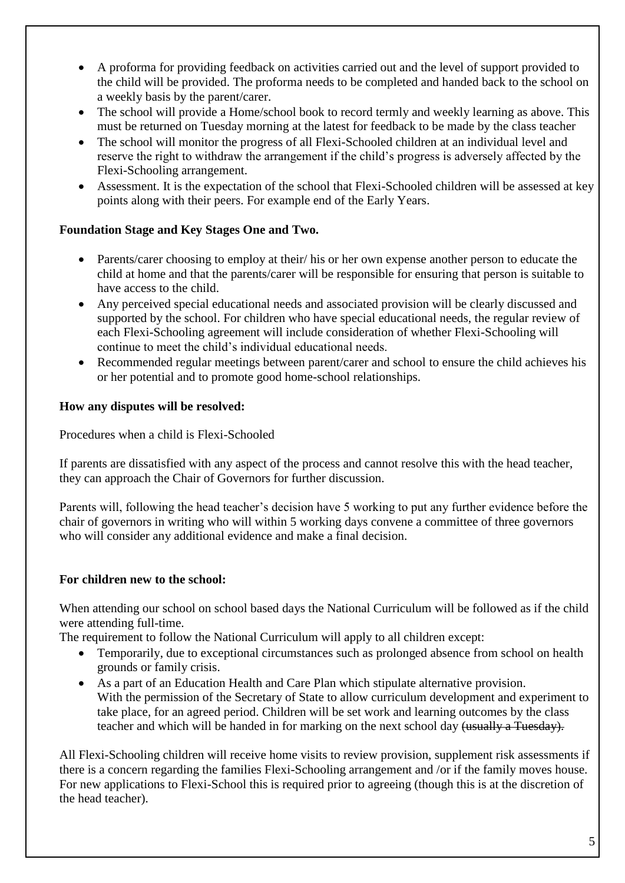- A proforma for providing feedback on activities carried out and the level of support provided to the child will be provided. The proforma needs to be completed and handed back to the school on a weekly basis by the parent/carer.
- The school will provide a Home/school book to record termly and weekly learning as above. This must be returned on Tuesday morning at the latest for feedback to be made by the class teacher
- The school will monitor the progress of all Flexi-Schooled children at an individual level and reserve the right to withdraw the arrangement if the child's progress is adversely affected by the Flexi-Schooling arrangement.
- Assessment. It is the expectation of the school that Flexi-Schooled children will be assessed at key points along with their peers. For example end of the Early Years.

**Foundation Stage and Key Stages One and Two.**

- Parents/carer choosing to employ at their/ his or her own expense another person to educate the child at home and that the parents/carer will be responsible for ensuring that person is suitable to have access to the child.
- Any perceived special educational needs and associated provision will be clearly discussed and supported by the school. For children who have special educational needs, the regular review of each Flexi-Schooling agreement will include consideration of whether Flexi-Schooling will continue to meet the child's individual educational needs.
- Recommended regular meetings between parent/carer and school to ensure the child achieves his or her potential and to promote good home-school relationships.

**How any disputes will be resolved:**

Procedures when a child is Flexi-Schooled

If parents are dissatisfied with any aspect of the process and cannot resolve this with the head teacher, they can approach the Chair of Governors for further discussion.

Parents will, following the head teacher's decision have 5 working to put any further evidence before the chair of governors in writing who will within 5 working days convene a committee of three governors who will consider any additional evidence and make a final decision.

**For children new to the school:**

When attending our school on school based days the National Curriculum will be followed as if the child were attending full-time.
The requirement to follow the National Curriculum will apply to all children except:

- Temporarily, due to exceptional circumstances such as prolonged absence from school on health grounds or family crisis.
- As a part of an Education Health and Care Plan which stipulate alternative provision.
  With the permission of the Secretary of State to allow curriculum development and experiment to take place, for an agreed period. Children will be set work and learning outcomes by the class teacher and which will be handed in for marking on the next school day ~~(usually a Tuesday).~~

All Flexi-Schooling children will receive home visits to review provision, supplement risk assessments if there is a concern regarding the families Flexi-Schooling arrangement and /or if the family moves house. For new applications to Flexi-School this is required prior to agreeing (though this is at the discretion of the head teacher).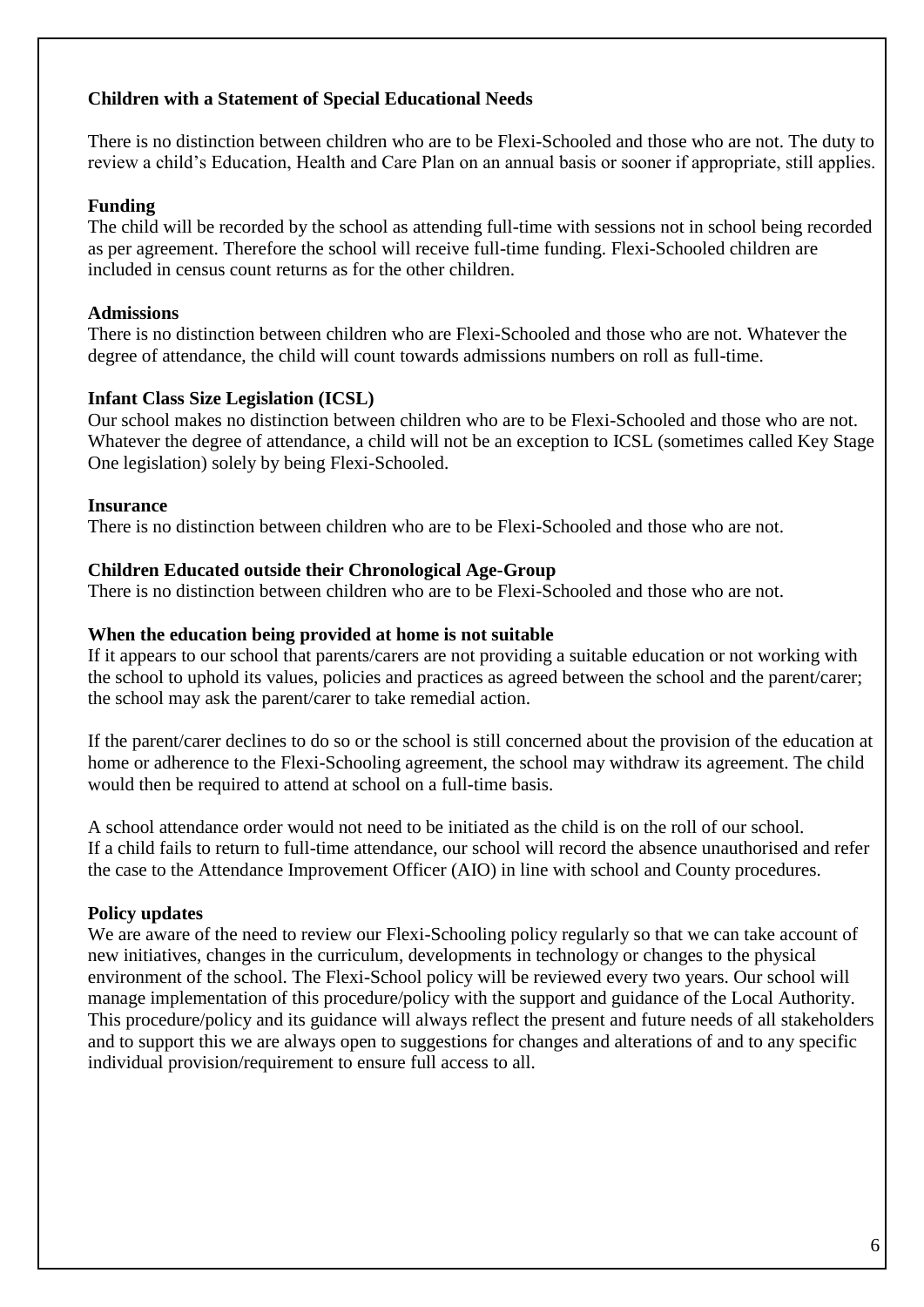**Children with a Statement of Special Educational Needs**

There is no distinction between children who are to be Flexi-Schooled and those who are not. The duty to review a child's Education, Health and Care Plan on an annual basis or sooner if appropriate, still applies.

**Funding**

The child will be recorded by the school as attending full-time with sessions not in school being recorded as per agreement. Therefore the school will receive full-time funding. Flexi-Schooled children are included in census count returns as for the other children.

**Admissions**

There is no distinction between children who are Flexi-Schooled and those who are not. Whatever the degree of attendance, the child will count towards admissions numbers on roll as full-time.

**Infant Class Size Legislation (ICSL)**

Our school makes no distinction between children who are to be Flexi-Schooled and those who are not. Whatever the degree of attendance, a child will not be an exception to ICSL (sometimes called Key Stage One legislation) solely by being Flexi-Schooled.

**Insurance**

There is no distinction between children who are to be Flexi-Schooled and those who are not.

**Children Educated outside their Chronological Age-Group**

There is no distinction between children who are to be Flexi-Schooled and those who are not.

**When the education being provided at home is not suitable**

If it appears to our school that parents/carers are not providing a suitable education or not working with the school to uphold its values, policies and practices as agreed between the school and the parent/carer; the school may ask the parent/carer to take remedial action.

If the parent/carer declines to do so or the school is still concerned about the provision of the education at home or adherence to the Flexi-Schooling agreement, the school may withdraw its agreement. The child would then be required to attend at school on a full-time basis.

A school attendance order would not need to be initiated as the child is on the roll of our school.
If a child fails to return to full-time attendance, our school will record the absence unauthorised and refer the case to the Attendance Improvement Officer (AIO) in line with school and County procedures.

**Policy updates**

We are aware of the need to review our Flexi-Schooling policy regularly so that we can take account of new initiatives, changes in the curriculum, developments in technology or changes to the physical environment of the school. The Flexi-School policy will be reviewed every two years. Our school will manage implementation of this procedure/policy with the support and guidance of the Local Authority. This procedure/policy and its guidance will always reflect the present and future needs of all stakeholders and to support this we are always open to suggestions for changes and alterations of and to any specific individual provision/requirement to ensure full access to all.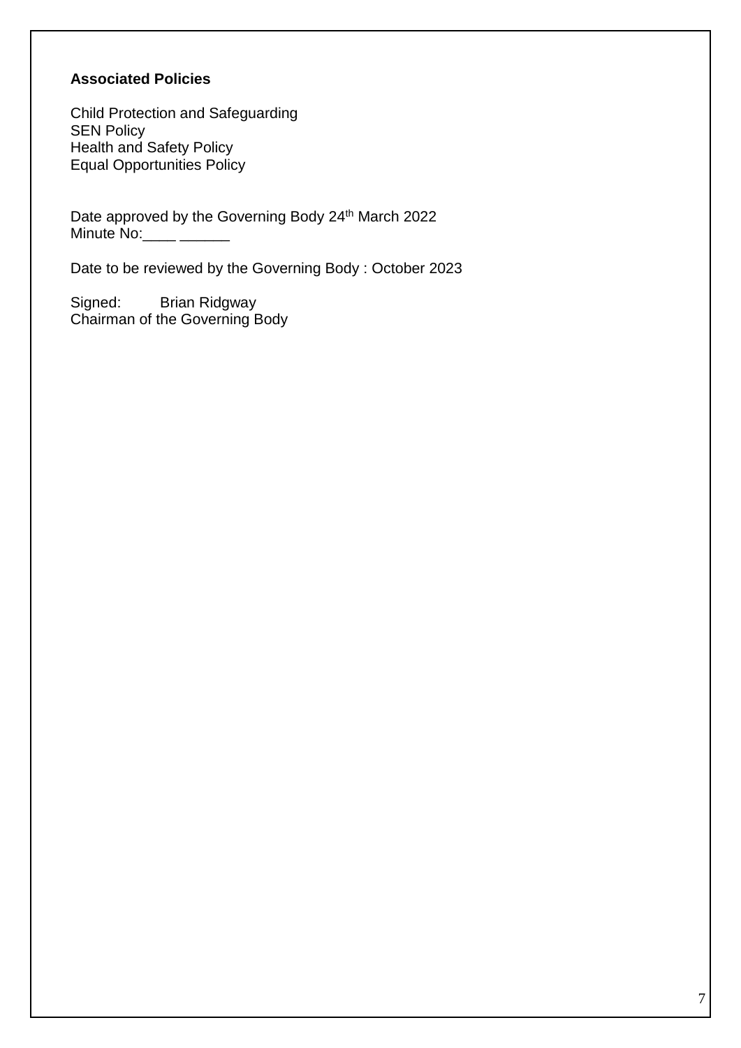**Associated Policies**

Child Protection and Safeguarding
SEN Policy
Health and Safety Policy
Equal Opportunities Policy

Date approved by the Governing Body 24th March 2022
Minute No:____ ______

Date to be reviewed by the Governing Body : October 2023

Signed: Brian Ridgway
Chairman of the Governing Body